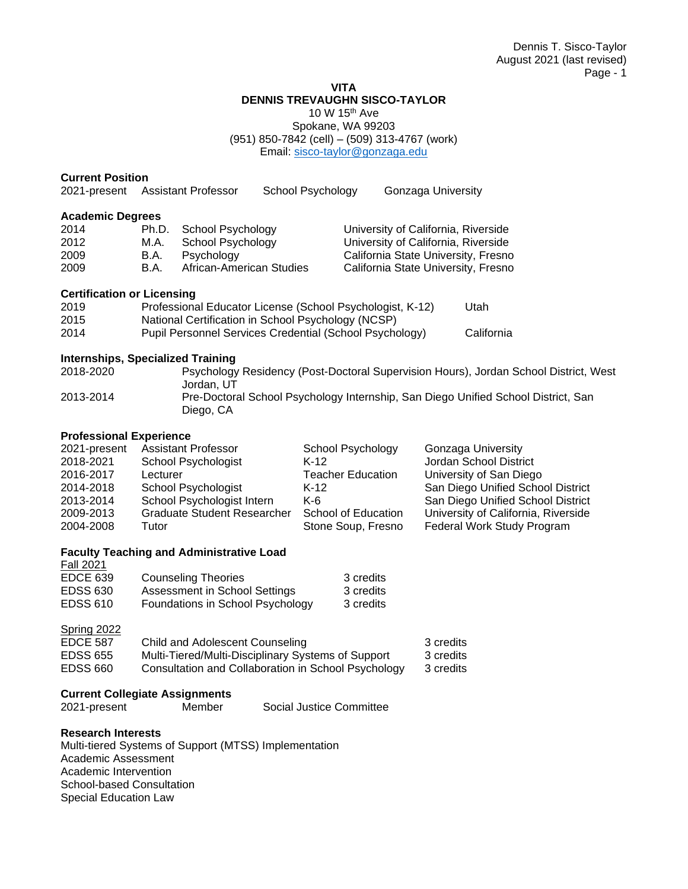# VITA

## DENNIS TREVAUGHN SISCO-TAYLOR

10 W 15th Ave
Spokane, WA 99203
(951) 850-7842 (cell) – (509) 313-4767 (work)
Email: sisco-taylor@gonzaga.edu

### Current Position

| | | | |
|---|---|---|---|
| 2021-present | Assistant Professor | School Psychology | Gonzaga University |

### Academic Degrees

| | | | |
|---|---|---|---|
| 2014 | Ph.D. | School Psychology | University of California, Riverside |
| 2012 | M.A. | School Psychology | University of California, Riverside |
| 2009 | B.A. | Psychology | California State University, Fresno |
| 2009 | B.A. | African-American Studies | California State University, Fresno |

### Certification or Licensing

| | | |
|---|---|---|
| 2019 | Professional Educator License (School Psychologist, K-12) | Utah |
| 2015 | National Certification in School Psychology (NCSP) | |
| 2014 | Pupil Personnel Services Credential (School Psychology) | California |

### Internships, Specialized Training

| | |
|---|---|
| 2018-2020 | Psychology Residency (Post-Doctoral Supervision Hours), Jordan School District, West Jordan, UT |
| 2013-2014 | Pre-Doctoral School Psychology Internship, San Diego Unified School District, San Diego, CA |

### Professional Experience

| | | | |
|---|---|---|---|
| 2021-present | Assistant Professor | School Psychology | Gonzaga University |
| 2018-2021 | School Psychologist | K-12 | Jordan School District |
| 2016-2017 | Lecturer | Teacher Education | University of San Diego |
| 2014-2018 | School Psychologist | K-12 | San Diego Unified School District |
| 2013-2014 | School Psychologist Intern | K-6 | San Diego Unified School District |
| 2009-2013 | Graduate Student Researcher | School of Education | University of California, Riverside |
| 2004-2008 | Tutor | Stone Soup, Fresno | Federal Work Study Program |

### Faculty Teaching and Administrative Load

Fall 2021

| | | |
|---|---|---|
| EDCE 639 | Counseling Theories | 3 credits |
| EDSS 630 | Assessment in School Settings | 3 credits |
| EDSS 610 | Foundations in School Psychology | 3 credits |

Spring 2022

| | | |
|---|---|---|
| EDCE 587 | Child and Adolescent Counseling | 3 credits |
| EDSS 655 | Multi-Tiered/Multi-Disciplinary Systems of Support | 3 credits |
| EDSS 660 | Consultation and Collaboration in School Psychology | 3 credits |

### Current Collegiate Assignments

| | | |
|---|---|---|
| 2021-present | Member | Social Justice Committee |

### Research Interests

Multi-tiered Systems of Support (MTSS) Implementation
Academic Assessment
Academic Intervention
School-based Consultation
Special Education Law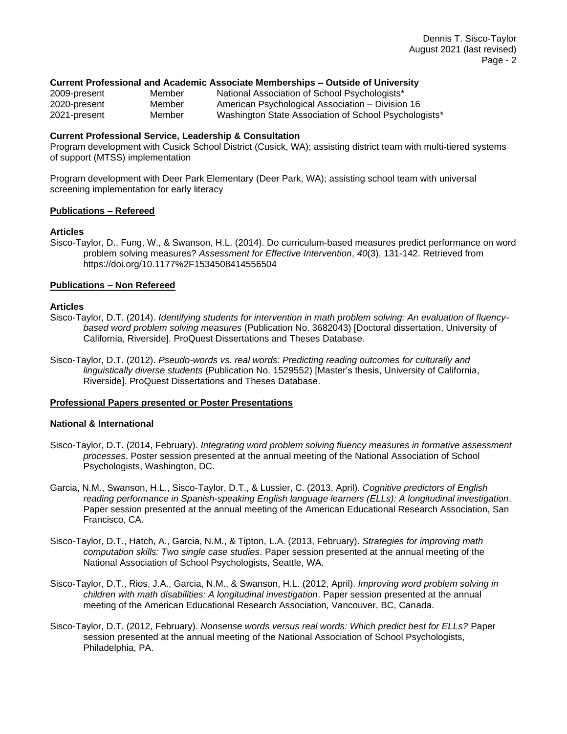**Current Professional and Academic Associate Memberships – Outside of University**

| | | |
|---|---|---|
| 2009-present | Member | National Association of School Psychologists* |
| 2020-present | Member | American Psychological Association – Division 16 |
| 2021-present | Member | Washington State Association of School Psychologists* |

**Current Professional Service, Leadership & Consultation**

Program development with Cusick School District (Cusick, WA); assisting district team with multi-tiered systems of support (MTSS) implementation

Program development with Deer Park Elementary (Deer Park, WA); assisting school team with universal screening implementation for early literacy

## Publications – Refereed

**Articles**

Sisco-Taylor, D., Fung, W., & Swanson, H.L. (2014). Do curriculum-based measures predict performance on word problem solving measures? *Assessment for Effective Intervention*, *40*(3), 131-142. Retrieved from https://doi.org/10.1177%2F1534508414556504

## Publications – Non Refereed

**Articles**

Sisco-Taylor, D.T. (2014). *Identifying students for intervention in math problem solving: An evaluation of fluency-based word problem solving measures* (Publication No. 3682043) [Doctoral dissertation, University of California, Riverside]. ProQuest Dissertations and Theses Database.

Sisco-Taylor, D.T. (2012). *Pseudo-words vs. real words: Predicting reading outcomes for culturally and linguistically diverse students* (Publication No. 1529552) [Master's thesis, University of California, Riverside]. ProQuest Dissertations and Theses Database.

## Professional Papers presented or Poster Presentations

**National & International**

Sisco-Taylor, D.T. (2014, February). *Integrating word problem solving fluency measures in formative assessment processes*. Poster session presented at the annual meeting of the National Association of School Psychologists, Washington, DC.

Garcia, N.M., Swanson, H.L., Sisco-Taylor, D.T., & Lussier, C. (2013, April). *Cognitive predictors of English reading performance in Spanish-speaking English language learners (ELLs): A longitudinal investigation*. Paper session presented at the annual meeting of the American Educational Research Association, San Francisco, CA.

Sisco-Taylor, D.T., Hatch, A., Garcia, N.M., & Tipton, L.A. (2013, February). *Strategies for improving math computation skills: Two single case studies*. Paper session presented at the annual meeting of the National Association of School Psychologists, Seattle, WA.

Sisco-Taylor, D.T., Rios, J.A., Garcia, N.M., & Swanson, H.L. (2012, April). *Improving word problem solving in children with math disabilities: A longitudinal investigation*. Paper session presented at the annual meeting of the American Educational Research Association, Vancouver, BC, Canada.

Sisco-Taylor, D.T. (2012, February). *Nonsense words versus real words: Which predict best for ELLs?* Paper session presented at the annual meeting of the National Association of School Psychologists, Philadelphia, PA.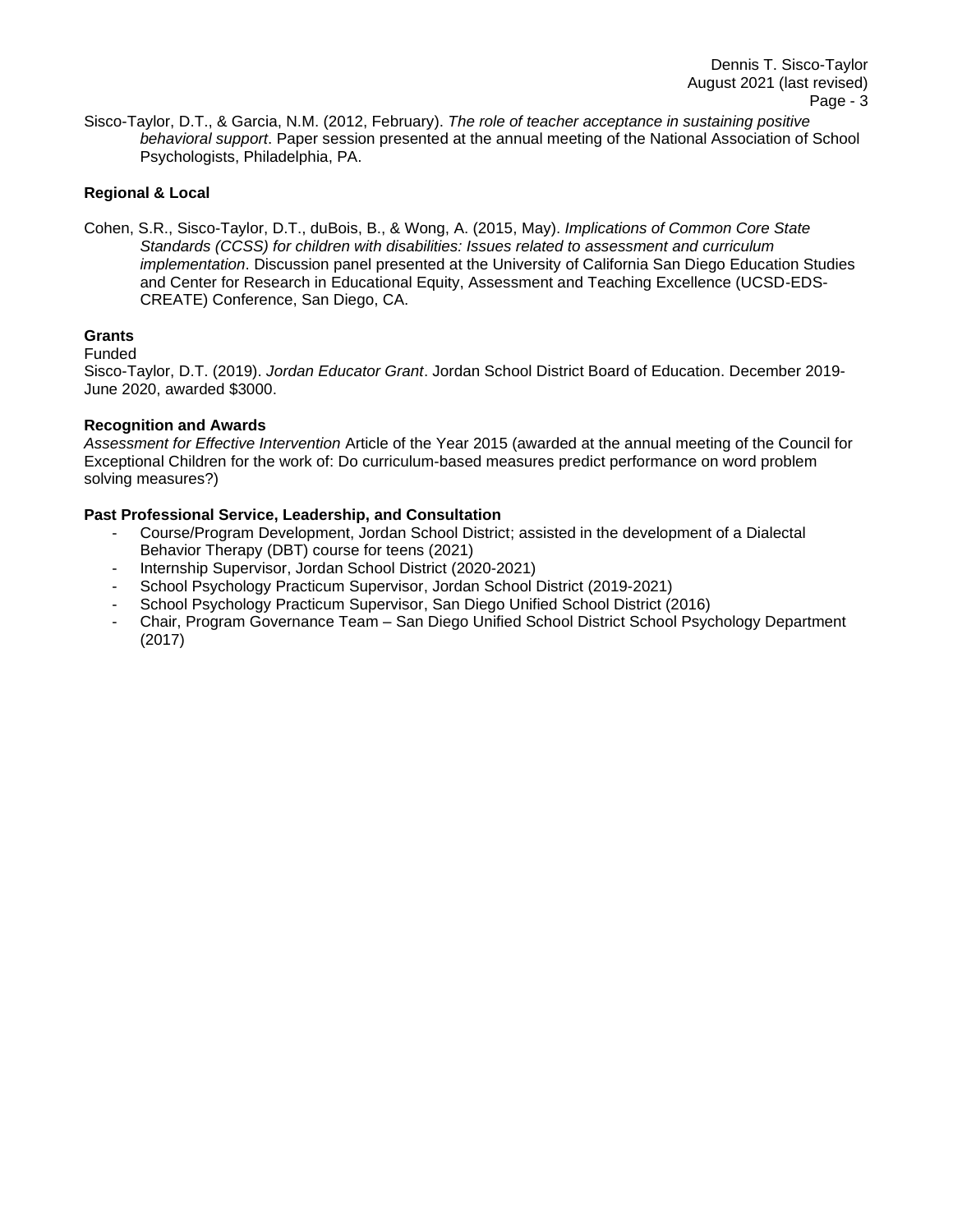Sisco-Taylor, D.T., & Garcia, N.M. (2012, February). *The role of teacher acceptance in sustaining positive behavioral support*. Paper session presented at the annual meeting of the National Association of School Psychologists, Philadelphia, PA.

**Regional & Local**

Cohen, S.R., Sisco-Taylor, D.T., duBois, B., & Wong, A. (2015, May). *Implications of Common Core State Standards (CCSS) for children with disabilities: Issues related to assessment and curriculum implementation*. Discussion panel presented at the University of California San Diego Education Studies and Center for Research in Educational Equity, Assessment and Teaching Excellence (UCSD-EDS-CREATE) Conference, San Diego, CA.

**Grants**

Funded

Sisco-Taylor, D.T. (2019). *Jordan Educator Grant*. Jordan School District Board of Education. December 2019-June 2020, awarded $3000.

**Recognition and Awards**

*Assessment for Effective Intervention* Article of the Year 2015 (awarded at the annual meeting of the Council for Exceptional Children for the work of: Do curriculum-based measures predict performance on word problem solving measures?)

**Past Professional Service, Leadership, and Consultation**

- Course/Program Development, Jordan School District; assisted in the development of a Dialectal Behavior Therapy (DBT) course for teens (2021)
- Internship Supervisor, Jordan School District (2020-2021)
- School Psychology Practicum Supervisor, Jordan School District (2019-2021)
- School Psychology Practicum Supervisor, San Diego Unified School District (2016)
- Chair, Program Governance Team – San Diego Unified School District School Psychology Department (2017)